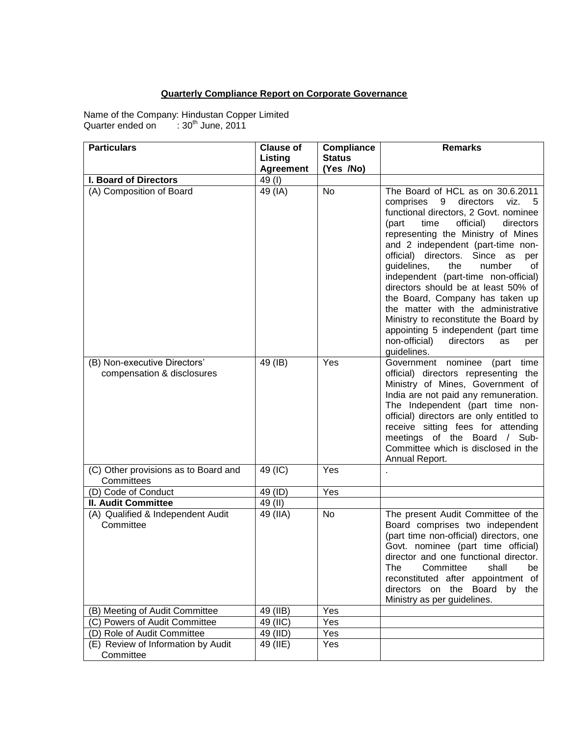## Quarterly Compliance Report on Corporate Governance

Name of the Company: Hindustan Copper Limited
Quarter ended on : 30th June, 2011

| Particulars | Clause of Listing Agreement | Compliance Status (Yes /No) | Remarks |
|---|---|---|---|
| **I. Board of Directors** | 49 (I) | | |
| (A) Composition of Board | 49 (IA) | No | The Board of HCL as on 30.6.2011 comprises 9 directors viz. 5 functional directors, 2 Govt. nominee (part time official) directors representing the Ministry of Mines and 2 independent (part-time non-official) directors. Since as per guidelines, the number of independent (part-time non-official) directors should be at least 50% of the Board, Company has taken up the matter with the administrative Ministry to reconstitute the Board by appointing 5 independent (part time non-official) directors as per guidelines. |
| (B) Non-executive Directors' compensation & disclosures | 49 (IB) | Yes | Government nominee (part time official) directors representing the Ministry of Mines, Government of India are not paid any remuneration. The Independent (part time non-official) directors are only entitled to receive sitting fees for attending meetings of the Board / Sub-Committee which is disclosed in the Annual Report. |
| (C) Other provisions as to Board and Committees | 49 (IC) | Yes | . |
| (D) Code of Conduct | 49 (ID) | Yes | |
| **II. Audit Committee** | 49 (II) | | |
| (A) Qualified & Independent Audit Committee | 49 (IIA) | No | The present Audit Committee of the Board comprises two independent (part time non-official) directors, one Govt. nominee (part time official) director and one functional director. The Committee shall be reconstituted after appointment of directors on the Board by the Ministry as per guidelines. |
| (B) Meeting of Audit Committee | 49 (IIB) | Yes | |
| (C) Powers of Audit Committee | 49 (IIC) | Yes | |
| (D) Role of Audit Committee | 49 (IID) | Yes | |
| (E) Review of Information by Audit Committee | 49 (IIE) | Yes | |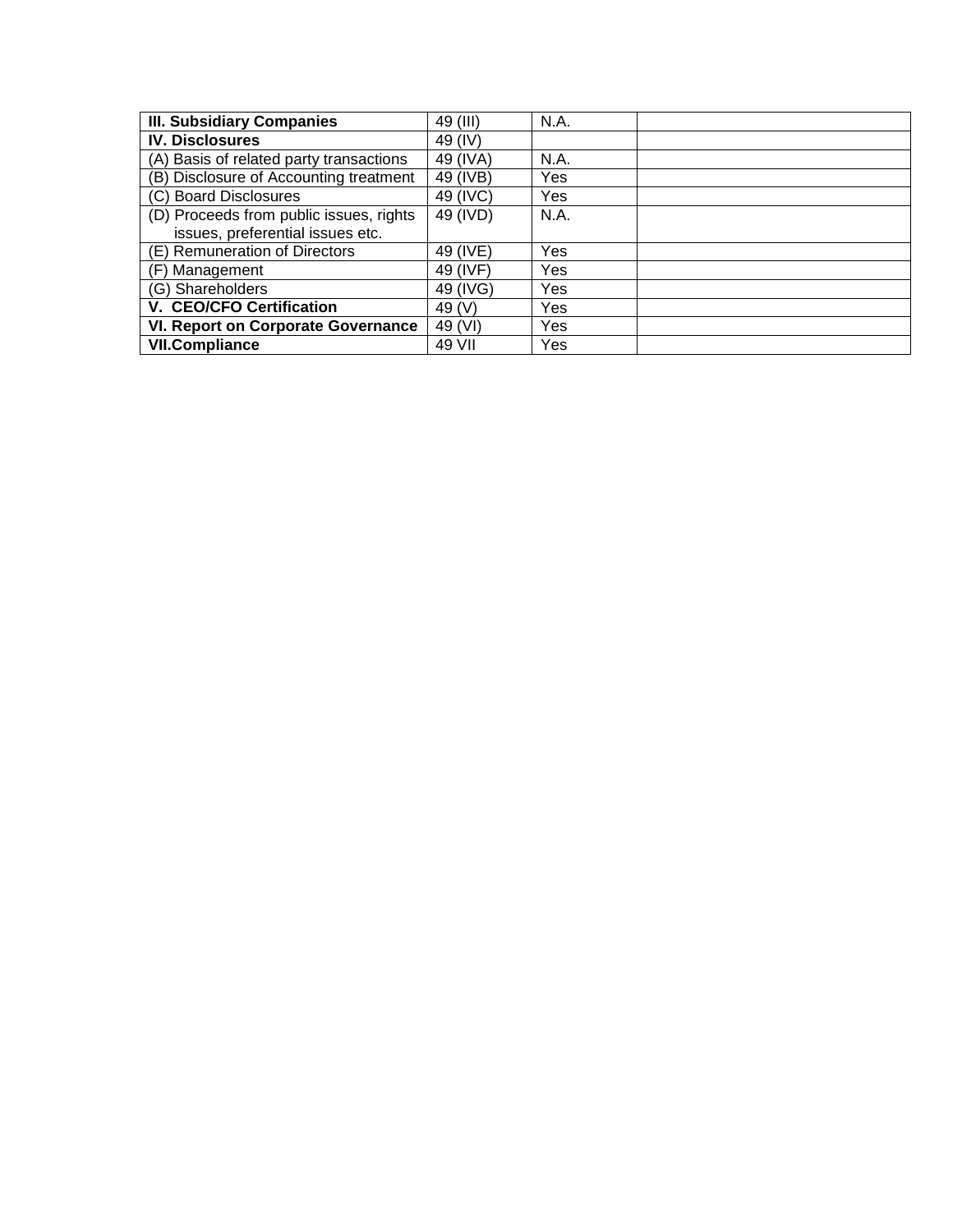| | | | |
|---|---|---|---|
| **III. Subsidiary Companies** | 49 (III) | N.A. | |
| **IV. Disclosures** | 49 (IV) | | |
| (A) Basis of related party transactions | 49 (IVA) | N.A. | |
| (B) Disclosure of Accounting treatment | 49 (IVB) | Yes | |
| (C) Board Disclosures | 49 (IVC) | Yes | |
| (D) Proceeds from public issues, rights issues, preferential issues etc. | 49 (IVD) | N.A. | |
| (E) Remuneration of Directors | 49 (IVE) | Yes | |
| (F) Management | 49 (IVF) | Yes | |
| (G) Shareholders | 49 (IVG) | Yes | |
| **V. CEO/CFO Certification** | 49 (V) | Yes | |
| **VI. Report on Corporate Governance** | 49 (VI) | Yes | |
| **VII.Compliance** | 49 VII | Yes | |